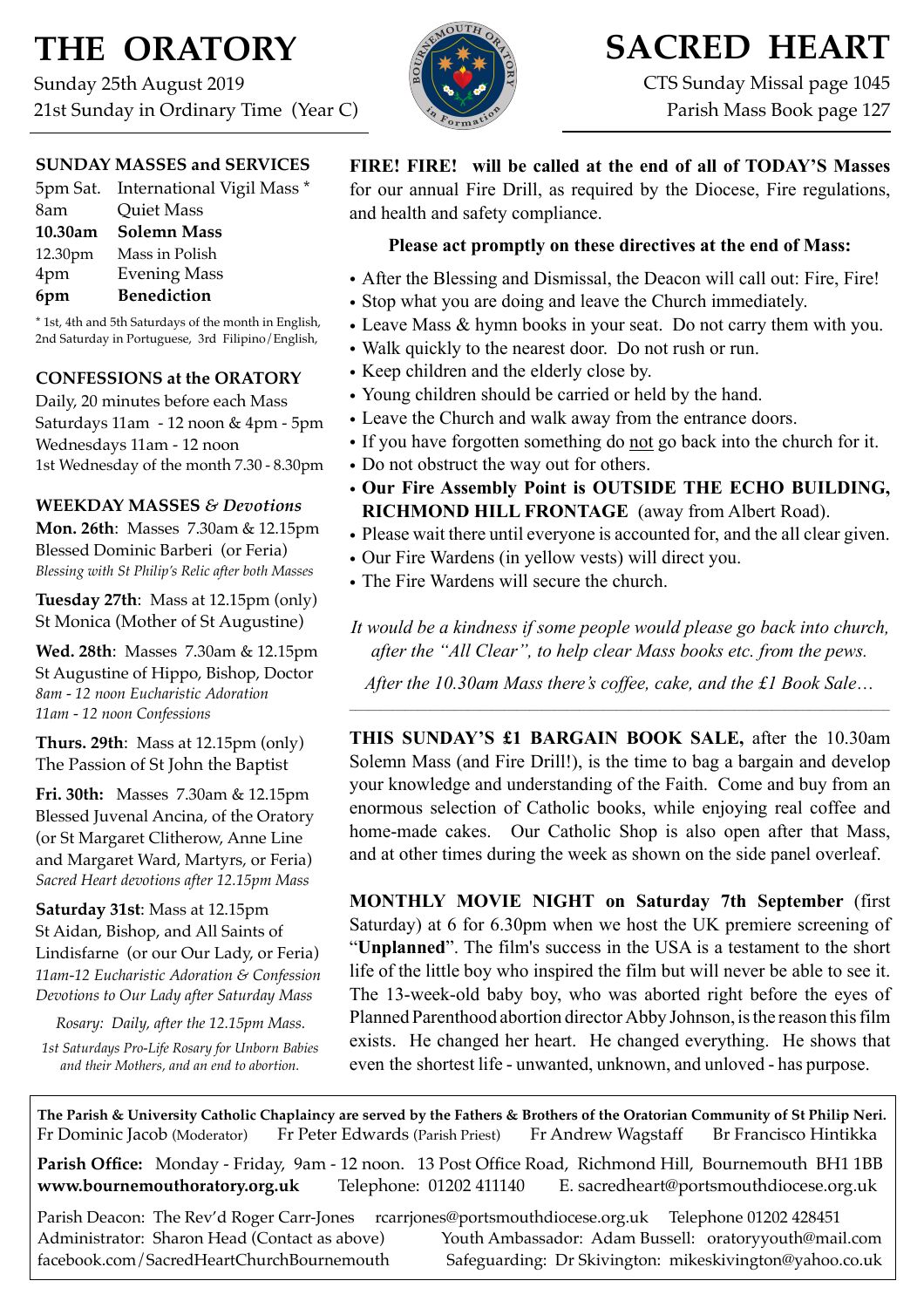# THE ORATORY

Sunday 25th August 2019
21st Sunday in Ordinary Time (Year C)

# SACRED HEART

CTS Sunday Missal page 1045
Parish Mass Book page 127

## SUNDAY MASSES and SERVICES

| | |
|---|---|
| 5pm Sat. | International Vigil Mass * |
| 8am | Quiet Mass |
| **10.30am** | **Solemn Mass** |
| 12.30pm | Mass in Polish |
| 4pm | Evening Mass |
| **6pm** | **Benediction** |

* 1st, 4th and 5th Saturdays of the month in English, 2nd Saturday in Portuguese, 3rd Filipino/English,

## CONFESSIONS at the ORATORY

Daily, 20 minutes before each Mass
Saturdays 11am - 12 noon & 4pm - 5pm
Wednesdays 11am - 12 noon
1st Wednesday of the month 7.30 - 8.30pm

## WEEKDAY MASSES *& Devotions*

**Mon. 26th**: Masses 7.30am & 12.15pm
Blessed Dominic Barberi (or Feria)
*Blessing with St Philip's Relic after both Masses*

**Tuesday 27th**: Mass at 12.15pm (only)
St Monica (Mother of St Augustine)

**Wed. 28th**: Masses 7.30am & 12.15pm
St Augustine of Hippo, Bishop, Doctor
*8am - 12 noon Eucharistic Adoration*
*11am - 12 noon Confessions*

**Thurs. 29th**: Mass at 12.15pm (only)
The Passion of St John the Baptist

**Fri. 30th:** Masses 7.30am & 12.15pm
Blessed Juvenal Ancina, of the Oratory (or St Margaret Clitherow, Anne Line and Margaret Ward, Martyrs, or Feria)
*Sacred Heart devotions after 12.15pm Mass*

**Saturday 31st**: Mass at 12.15pm
St Aidan, Bishop, and All Saints of Lindisfarne (or our Our Lady, or Feria)
*11am-12 Eucharistic Adoration & Confession*
*Devotions to Our Lady after Saturday Mass*

*Rosary: Daily, after the 12.15pm Mass.*

*1st Saturdays Pro-Life Rosary for Unborn Babies and their Mothers, and an end to abortion.*

**FIRE! FIRE! will be called at the end of all of TODAY'S Masses** for our annual Fire Drill, as required by the Diocese, Fire regulations, and health and safety compliance.

**Please act promptly on these directives at the end of Mass:**

- After the Blessing and Dismissal, the Deacon will call out: Fire, Fire!
- Stop what you are doing and leave the Church immediately.
- Leave Mass & hymn books in your seat. Do not carry them with you.
- Walk quickly to the nearest door. Do not rush or run.
- Keep children and the elderly close by.
- Young children should be carried or held by the hand.
- Leave the Church and walk away from the entrance doors.
- If you have forgotten something do not go back into the church for it.
- Do not obstruct the way out for others.
- **Our Fire Assembly Point is OUTSIDE THE ECHO BUILDING, RICHMOND HILL FRONTAGE** (away from Albert Road).
- Please wait there until everyone is accounted for, and the all clear given.
- Our Fire Wardens (in yellow vests) will direct you.
- The Fire Wardens will secure the church.

*It would be a kindness if some people would please go back into church, after the "All Clear", to help clear Mass books etc. from the pews.*

*After the 10.30am Mass there's coffee, cake, and the £1 Book Sale…*

---

**THIS SUNDAY'S £1 BARGAIN BOOK SALE,** after the 10.30am Solemn Mass (and Fire Drill!), is the time to bag a bargain and develop your knowledge and understanding of the Faith. Come and buy from an enormous selection of Catholic books, while enjoying real coffee and home-made cakes. Our Catholic Shop is also open after that Mass, and at other times during the week as shown on the side panel overleaf.

**MONTHLY MOVIE NIGHT on Saturday 7th September** (first Saturday) at 6 for 6.30pm when we host the UK premiere screening of "**Unplanned**". The film's success in the USA is a testament to the short life of the little boy who inspired the film but will never be able to see it. The 13-week-old baby boy, who was aborted right before the eyes of Planned Parenthood abortion director Abby Johnson, is the reason this film exists. He changed her heart. He changed everything. He shows that even the shortest life - unwanted, unknown, and unloved - has purpose.

---

**The Parish & University Catholic Chaplaincy are served by the Fathers & Brothers of the Oratorian Community of St Philip Neri.**
Fr Dominic Jacob (Moderator) Fr Peter Edwards (Parish Priest) Fr Andrew Wagstaff Br Francisco Hintikka

**Parish Office:** Monday - Friday, 9am - 12 noon. 13 Post Office Road, Richmond Hill, Bournemouth BH1 1BB
**www.bournemouthoratory.org.uk** Telephone: 01202 411140 E. sacredheart@portsmouthdiocese.org.uk

Parish Deacon: The Rev'd Roger Carr-Jones rcarrjones@portsmouthdiocese.org.uk Telephone 01202 428451
Administrator: Sharon Head (Contact as above) Youth Ambassador: Adam Bussell: oratoryyouth@mail.com
facebook.com/SacredHeartChurchBournemouth Safeguarding: Dr Skivington: mikeskivington@yahoo.co.uk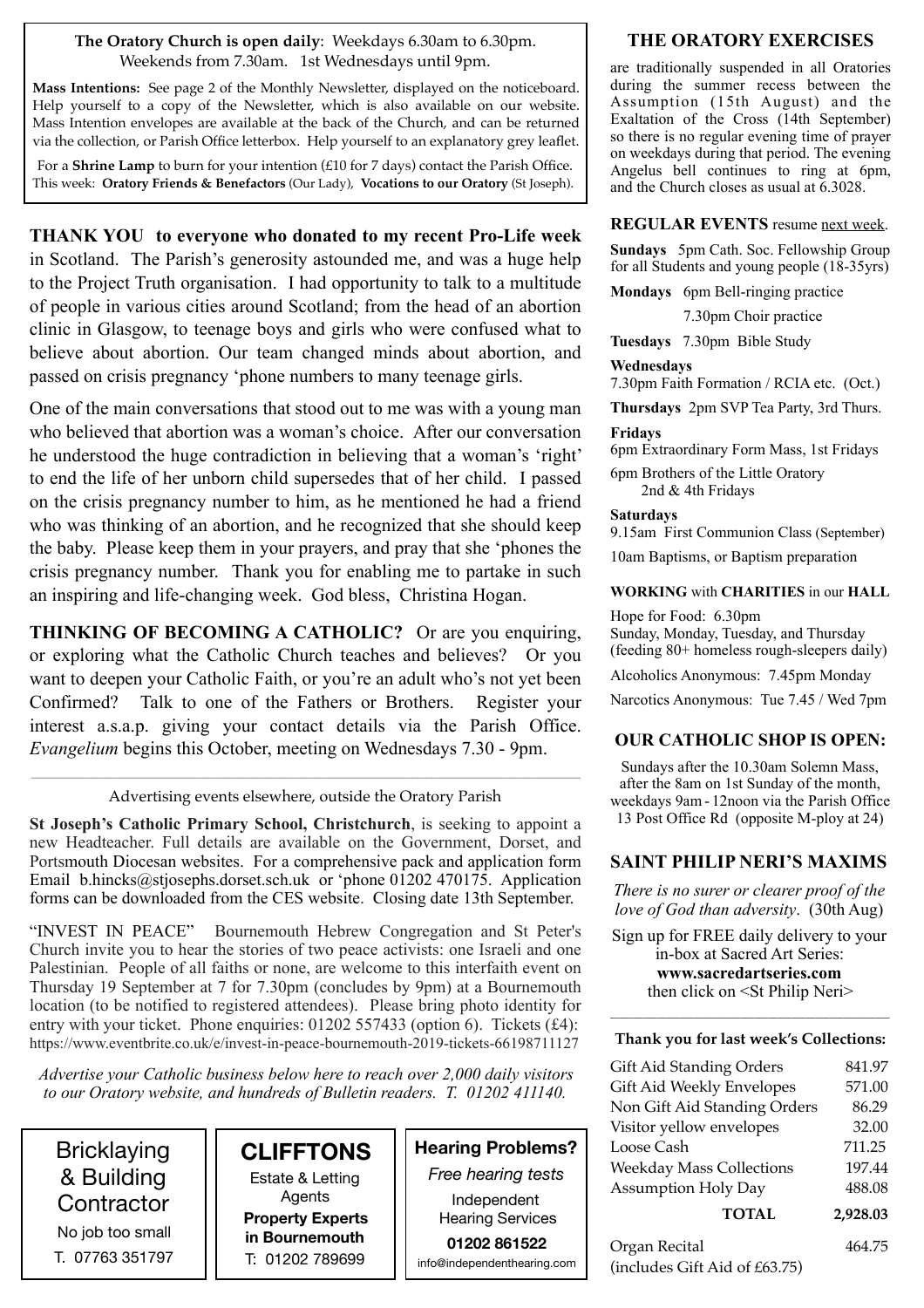**The Oratory Church is open daily**: Weekdays 6.30am to 6.30pm. Weekends from 7.30am. 1st Wednesdays until 9pm.

**Mass Intentions:** See page 2 of the Monthly Newsletter, displayed on the noticeboard. Help yourself to a copy of the Newsletter, which is also available on our website. Mass Intention envelopes are available at the back of the Church, and can be returned via the collection, or Parish Office letterbox. Help yourself to an explanatory grey leaflet.

For a **Shrine Lamp** to burn for your intention (£10 for 7 days) contact the Parish Office. This week: **Oratory Friends & Benefactors** (Our Lady), **Vocations to our Oratory** (St Joseph).

**THANK YOU to everyone who donated to my recent Pro-Life week** in Scotland. The Parish's generosity astounded me, and was a huge help to the Project Truth organisation. I had opportunity to talk to a multitude of people in various cities around Scotland; from the head of an abortion clinic in Glasgow, to teenage boys and girls who were confused what to believe about abortion. Our team changed minds about abortion, and passed on crisis pregnancy 'phone numbers to many teenage girls.

One of the main conversations that stood out to me was with a young man who believed that abortion was a woman's choice. After our conversation he understood the huge contradiction in believing that a woman's 'right' to end the life of her unborn child supersedes that of her child. I passed on the crisis pregnancy number to him, as he mentioned he had a friend who was thinking of an abortion, and he recognized that she should keep the baby. Please keep them in your prayers, and pray that she 'phones the crisis pregnancy number. Thank you for enabling me to partake in such an inspiring and life-changing week. God bless, Christina Hogan.

**THINKING OF BECOMING A CATHOLIC?** Or are you enquiring, or exploring what the Catholic Church teaches and believes? Or you want to deepen your Catholic Faith, or you're an adult who's not yet been Confirmed? Talk to one of the Fathers or Brothers. Register your interest a.s.a.p. giving your contact details via the Parish Office. *Evangelium* begins this October, meeting on Wednesdays 7.30 - 9pm.

---

Advertising events elsewhere, outside the Oratory Parish

**St Joseph's Catholic Primary School, Christchurch**, is seeking to appoint a new Headteacher. Full details are available on the Government, Dorset, and Portsmouth Diocesan websites. For a comprehensive pack and application form Email b.hincks@stjosephs.dorset.sch.uk or 'phone 01202 470175. Application forms can be downloaded from the CES website. Closing date 13th September.

"INVEST IN PEACE" Bournemouth Hebrew Congregation and St Peter's Church invite you to hear the stories of two peace activists: one Israeli and one Palestinian. People of all faiths or none, are welcome to this interfaith event on Thursday 19 September at 7 for 7.30pm (concludes by 9pm) at a Bournemouth location (to be notified to registered attendees). Please bring photo identity for entry with your ticket. Phone enquiries: 01202 557433 (option 6). Tickets (£4): https://www.eventbrite.co.uk/e/invest-in-peace-bournemouth-2019-tickets-66198711127

*Advertise your Catholic business below here to reach over 2,000 daily visitors to our Oratory website, and hundreds of Bulletin readers. T. 01202 411140.*

Bricklaying & Building Contractor
No job too small
T. 07763 351797

**CLIFFTONS**
Estate & Letting Agents
**Property Experts in Bournemouth**
T: 01202 789699

**Hearing Problems?**
*Free hearing tests*
Independent Hearing Services
**01202 861522**
info@independenthearing.com

## THE ORATORY EXERCISES

are traditionally suspended in all Oratories during the summer recess between the Assumption (15th August) and the Exaltation of the Cross (14th September) so there is no regular evening time of prayer on weekdays during that period. The evening Angelus bell continues to ring at 6pm, and the Church closes as usual at 6.3028.

**REGULAR EVENTS** resume next week.

**Sundays** 5pm Cath. Soc. Fellowship Group for all Students and young people (18-35yrs)

**Mondays** 6pm Bell-ringing practice
7.30pm Choir practice

**Tuesdays** 7.30pm Bible Study

**Wednesdays**
7.30pm Faith Formation / RCIA etc. (Oct.)

**Thursdays** 2pm SVP Tea Party, 3rd Thurs.

**Fridays**
6pm Extraordinary Form Mass, 1st Fridays
6pm Brothers of the Little Oratory 2nd & 4th Fridays

**Saturdays**
9.15am First Communion Class (September)
10am Baptisms, or Baptism preparation

**WORKING** with **CHARITIES** in our **HALL**

Hope for Food: 6.30pm
Sunday, Monday, Tuesday, and Thursday (feeding 80+ homeless rough-sleepers daily)

Alcoholics Anonymous: 7.45pm Monday

Narcotics Anonymous: Tue 7.45 / Wed 7pm

## OUR CATHOLIC SHOP IS OPEN:

Sundays after the 10.30am Solemn Mass, after the 8am on 1st Sunday of the month, weekdays 9am - 12noon via the Parish Office 13 Post Office Rd (opposite M-ploy at 24)

## SAINT PHILIP NERI'S MAXIMS

*There is no surer or clearer proof of the love of God than adversity*. (30th Aug)

Sign up for FREE daily delivery to your in-box at Sacred Art Series:
**www.sacredartseries.com**
then click on <St Philip Neri>

---

**Thank you for last week's Collections:**

| | |
|---|---|
| Gift Aid Standing Orders | 841.97 |
| Gift Aid Weekly Envelopes | 571.00 |
| Non Gift Aid Standing Orders | 86.29 |
| Visitor yellow envelopes | 32.00 |
| Loose Cash | 711.25 |
| Weekday Mass Collections | 197.44 |
| Assumption Holy Day | 488.08 |
| **TOTAL** | **2,928.03** |
| Organ Recital (includes Gift Aid of £63.75) | 464.75 |